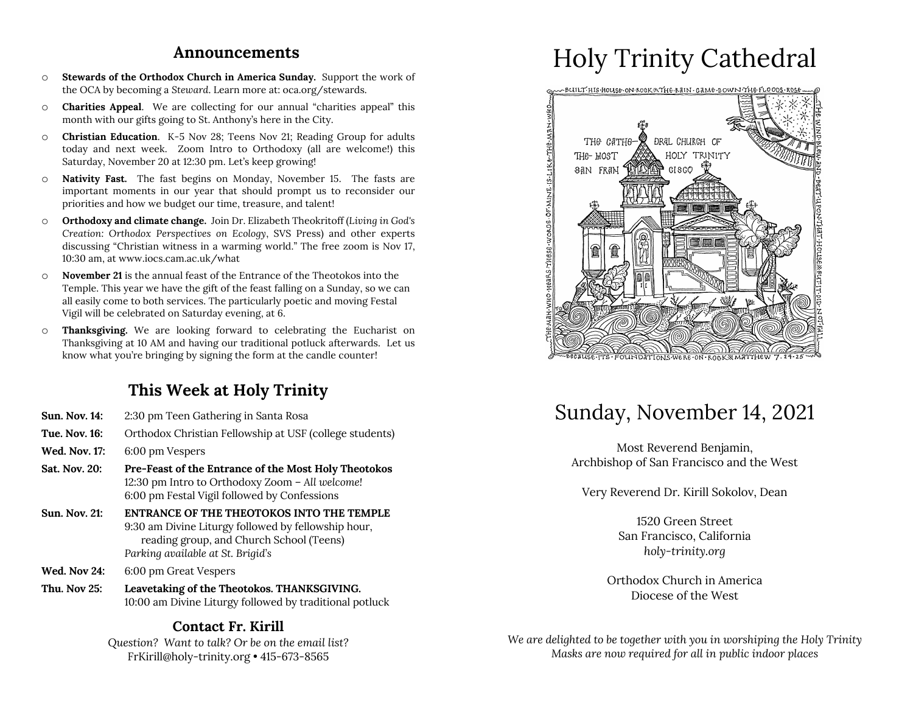## Announcements

- **Stewards of the Orthodox Church in America Sunday.** Support the work of the OCA by becoming a *Steward*. Learn more at: oca.org/stewards.
- **Charities Appeal**. We are collecting for our annual "charities appeal" this month with our gifts going to St. Anthony's here in the City.
- **Christian Education**. K-5 Nov 28; Teens Nov 21; Reading Group for adults today and next week. Zoom Intro to Orthodoxy (all are welcome!) this Saturday, November 20 at 12:30 pm. Let's keep growing!
- **Nativity Fast.** The fast begins on Monday, November 15. The fasts are important moments in our year that should prompt us to reconsider our priorities and how we budget our time, treasure, and talent!
- **Orthodoxy and climate change.** Join Dr. Elizabeth Theokritoff (*Living in God's Creation: Orthodox Perspectives on Ecology*, SVS Press) and other experts discussing "Christian witness in a warming world." The free zoom is Nov 17, 10:30 am, at www.iocs.cam.ac.uk/what
- **November 21** is the annual feast of the Entrance of the Theotokos into the Temple. This year we have the gift of the feast falling on a Sunday, so we can all easily come to both services. The particularly poetic and moving Festal Vigil will be celebrated on Saturday evening, at 6.
- **Thanksgiving.** We are looking forward to celebrating the Eucharist on Thanksgiving at 10 AM and having our traditional potluck afterwards. Let us know what you're bringing by signing the form at the candle counter!

## This Week at Holy Trinity

**Sun. Nov. 14:** 2:30 pm Teen Gathering in Santa Rosa

**Tue. Nov. 16:** Orthodox Christian Fellowship at USF (college students)

**Wed. Nov. 17:** 6:00 pm Vespers

**Sat. Nov. 20:** **Pre-Feast of the Entrance of the Most Holy Theotokos**
12:30 pm Intro to Orthodoxy Zoom – *All welcome!*
6:00 pm Festal Vigil followed by Confessions

**Sun. Nov. 21:** **ENTRANCE OF THE THEOTOKOS INTO THE TEMPLE**
9:30 am Divine Liturgy followed by fellowship hour, reading group, and Church School (Teens)
*Parking available at St. Brigid's*

**Wed. Nov 24:** 6:00 pm Great Vespers

**Thu. Nov 25:** **Leavetaking of the Theotokos. THANKSGIVING.**
10:00 am Divine Liturgy followed by traditional potluck

### Contact Fr. Kirill

*Question? Want to talk? Or be on the email list?*
FrKirill@holy-trinity.org • 415-673-8565

# Holy Trinity Cathedral

BUILT HIS HOUSE ON ROCK THE RAIN CAME DOWN THE FLOODS ROSE THE WIND BLEW AND BEAT UPON THAT HOUSE BUT IT DID NOT FALL BECAUSE ITS FOUNDATIONS WERE ON ROCK MATTHEW 7.24-25 THE MAN WHO HEARS THESE WORDS OF MINE IS LIKE THE MAN WHO

THE CATHEDRAL CHURCH OF THE MOST HOLY TRINITY SAN FRANCISCO

## Sunday, November 14, 2021

Most Reverend Benjamin,
Archbishop of San Francisco and the West

Very Reverend Dr. Kirill Sokolov, Dean

1520 Green Street
San Francisco, California
*holy-trinity.org*

Orthodox Church in America
Diocese of the West

*We are delighted to be together with you in worshiping the Holy Trinity*
*Masks are now required for all in public indoor places*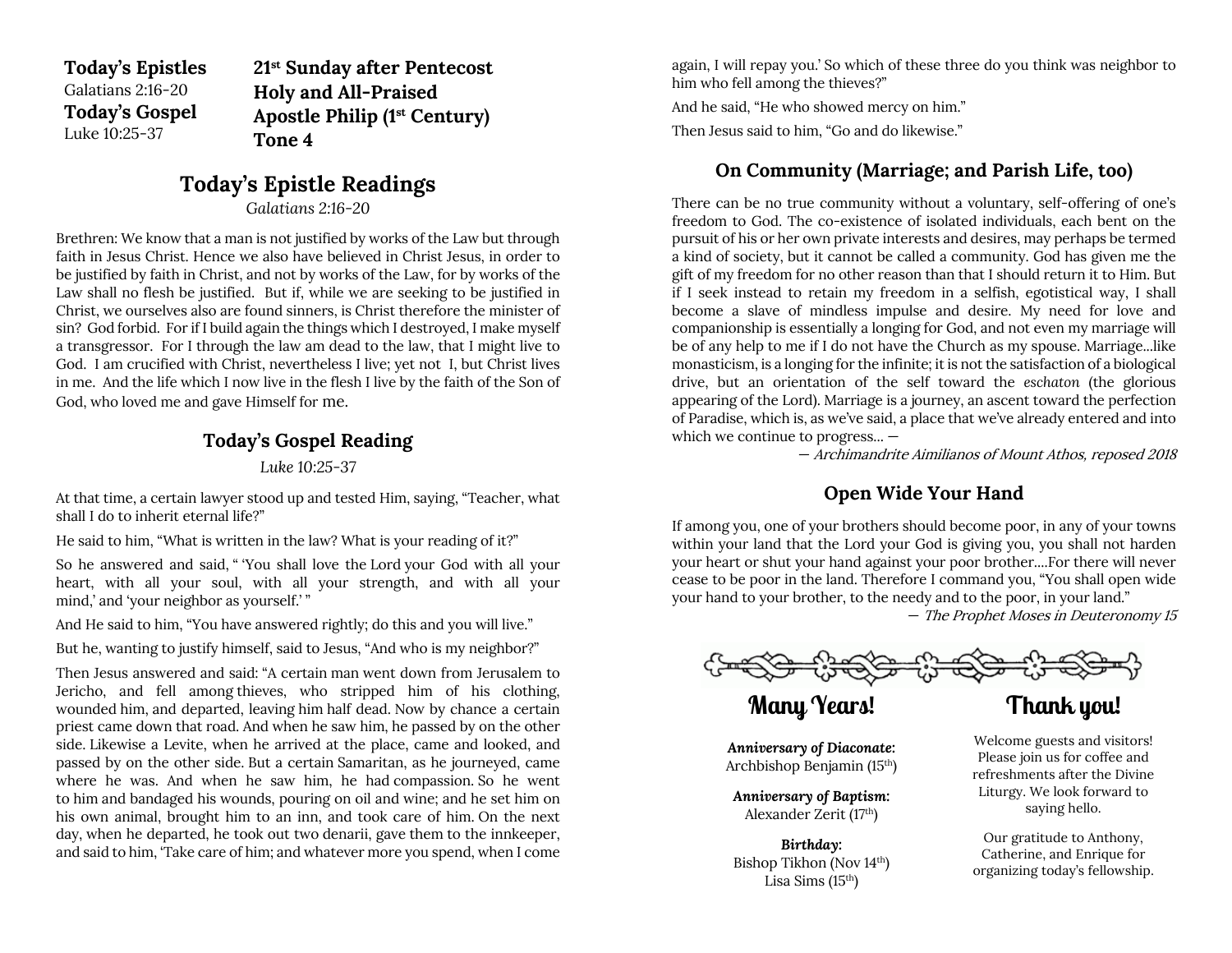**Today's Epistles**
Galatians 2:16-20
**Today's Gospel**
Luke 10:25-37

**21st Sunday after Pentecost**
**Holy and All-Praised**
**Apostle Philip (1st Century)**
**Tone 4**

## Today's Epistle Readings

*Galatians 2:16-20*

Brethren: We know that a man is not justified by works of the Law but through faith in Jesus Christ. Hence we also have believed in Christ Jesus, in order to be justified by faith in Christ, and not by works of the Law, for by works of the Law shall no flesh be justified. But if, while we are seeking to be justified in Christ, we ourselves also are found sinners, is Christ therefore the minister of sin? God forbid. For if I build again the things which I destroyed, I make myself a transgressor. For I through the law am dead to the law, that I might live to God. I am crucified with Christ, nevertheless I live; yet not I, but Christ lives in me. And the life which I now live in the flesh I live by the faith of the Son of God, who loved me and gave Himself for me.

## Today's Gospel Reading

*Luke 10:25-37*

At that time, a certain lawyer stood up and tested Him, saying, "Teacher, what shall I do to inherit eternal life?"

He said to him, "What is written in the law? What is your reading of it?"

So he answered and said, " 'You shall love the Lord your God with all your heart, with all your soul, with all your strength, and with all your mind,' and 'your neighbor as yourself.' "

And He said to him, "You have answered rightly; do this and you will live."

But he, wanting to justify himself, said to Jesus, "And who is my neighbor?"

Then Jesus answered and said: "A certain man went down from Jerusalem to Jericho, and fell among thieves, who stripped him of his clothing, wounded him, and departed, leaving him half dead. Now by chance a certain priest came down that road. And when he saw him, he passed by on the other side. Likewise a Levite, when he arrived at the place, came and looked, and passed by on the other side. But a certain Samaritan, as he journeyed, came where he was. And when he saw him, he had compassion. So he went to him and bandaged his wounds, pouring on oil and wine; and he set him on his own animal, brought him to an inn, and took care of him. On the next day, when he departed, he took out two denarii, gave them to the innkeeper, and said to him, 'Take care of him; and whatever more you spend, when I come again, I will repay you.' So which of these three do you think was neighbor to him who fell among the thieves?"

And he said, "He who showed mercy on him."

Then Jesus said to him, "Go and do likewise."

## On Community (Marriage; and Parish Life, too)

There can be no true community without a voluntary, self-offering of one's freedom to God. The co-existence of isolated individuals, each bent on the pursuit of his or her own private interests and desires, may perhaps be termed a kind of society, but it cannot be called a community. God has given me the gift of my freedom for no other reason than that I should return it to Him. But if I seek instead to retain my freedom in a selfish, egotistical way, I shall become a slave of mindless impulse and desire. My need for love and companionship is essentially a longing for God, and not even my marriage will be of any help to me if I do not have the Church as my spouse. Marriage…like monasticism, is a longing for the infinite; it is not the satisfaction of a biological drive, but an orientation of the self toward the *eschaton* (the glorious appearing of the Lord). Marriage is a journey, an ascent toward the perfection of Paradise, which is, as we've said, a place that we've already entered and into which we continue to progress… —

*— Archimandrite Aimilianos of Mount Athos, reposed 2018*

## Open Wide Your Hand

If among you, one of your brothers should become poor, in any of your towns within your land that the Lord your God is giving you, you shall not harden your heart or shut your hand against your poor brother….For there will never cease to be poor in the land. Therefore I command you, "You shall open wide your hand to your brother, to the needy and to the poor, in your land."

*— The Prophet Moses in Deuteronomy 15*

## Many Years!

***Anniversary of Diaconate:***
Archbishop Benjamin (15th)

***Anniversary of Baptism:***
Alexander Zerit (17th)

***Birthday:***
Bishop Tikhon (Nov 14th)
Lisa Sims (15th)

## Thank you!

Welcome guests and visitors! Please join us for coffee and refreshments after the Divine Liturgy. We look forward to saying hello.

Our gratitude to Anthony, Catherine, and Enrique for organizing today's fellowship.